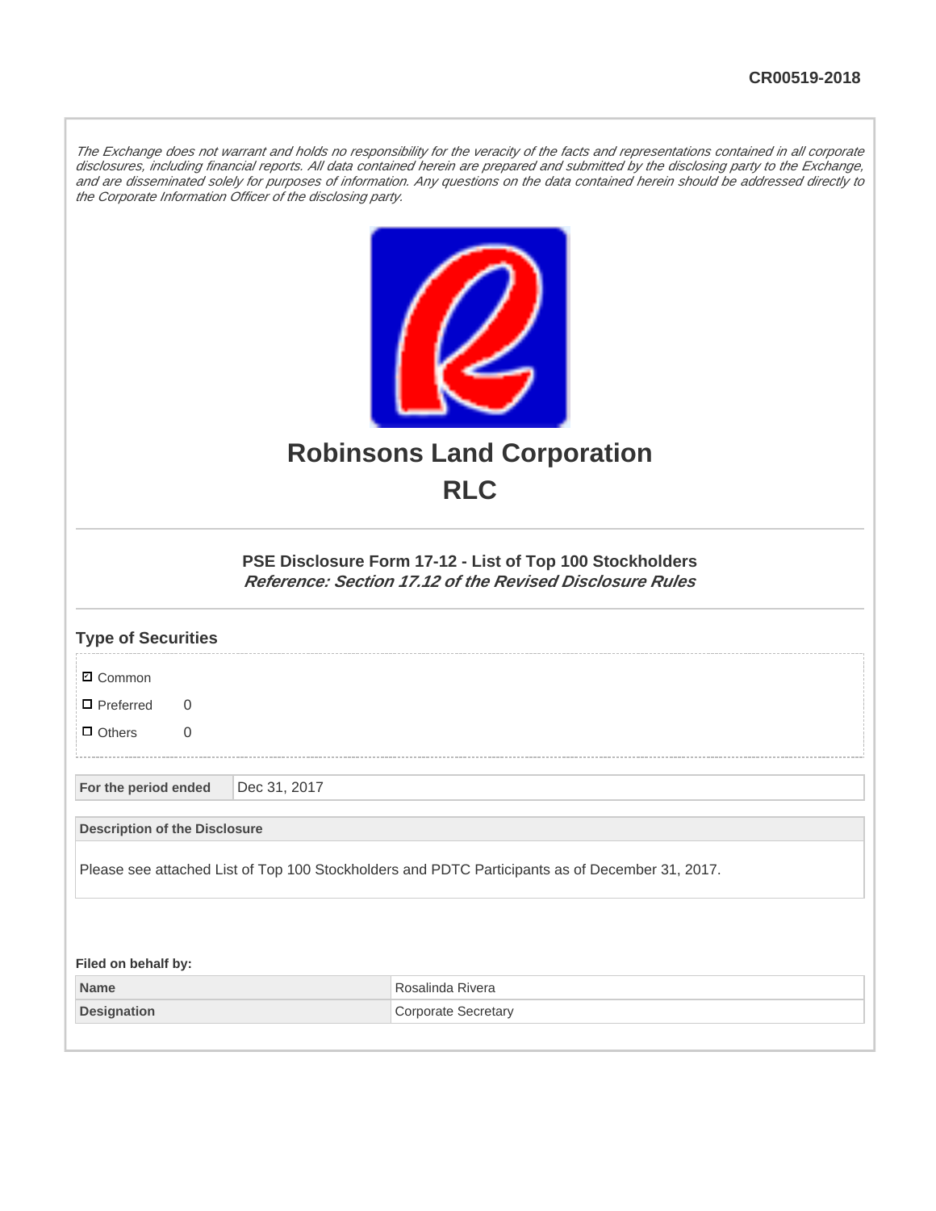CR00519-2018

*The Exchange does not warrant and holds no responsibility for the veracity of the facts and representations contained in all corporate disclosures, including financial reports. All data contained herein are prepared and submitted by the disclosing party to the Exchange, and are disseminated solely for purposes of information. Any questions on the data contained herein should be addressed directly to the Corporate Information Officer of the disclosing party.*

# Robinsons Land Corporation

# RLC

### PSE Disclosure Form 17-12 - List of Top 100 Stockholders

***Reference: Section 17.12 of the Revised Disclosure Rules***

## Type of Securities

- ☑ Common
- ☐ Preferred 0
- ☐ Others 0

| For the period ended | Dec 31, 2017 |
|---|---|

| Description of the Disclosure |
|---|
| Please see attached List of Top 100 Stockholders and PDTC Participants as of December 31, 2017. |

**Filed on behalf by:**

| Name | Rosalinda Rivera |
|---|---|
| Designation | Corporate Secretary |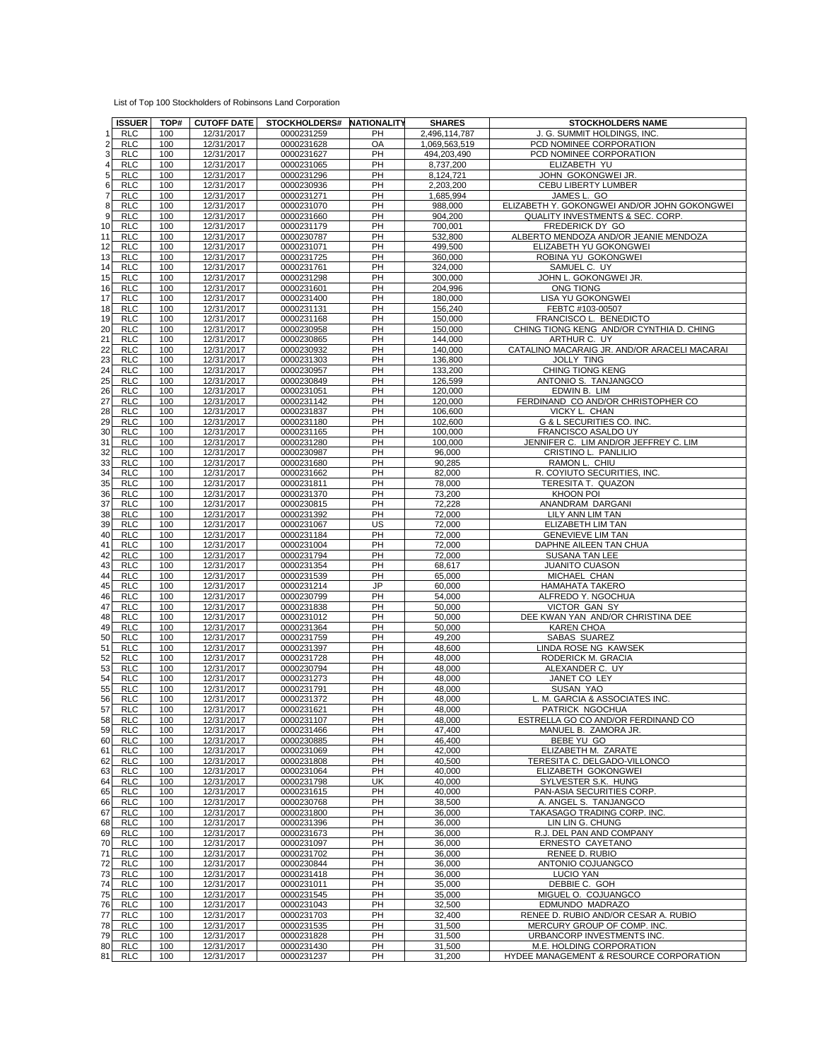List of Top 100 Stockholders of Robinsons Land Corporation

| | ISSUER | TOP# | CUTOFF DATE | STOCKHOLDERS# | NATIONALITY | SHARES | STOCKHOLDERS NAME |
|---|---|---|---|---|---|---|---|
| 1 | RLC | 100 | 12/31/2017 | 0000231259 | PH | 2,496,114,787 | J. G. SUMMIT HOLDINGS, INC. |
| 2 | RLC | 100 | 12/31/2017 | 0000231628 | OA | 1,069,563,519 | PCD NOMINEE CORPORATION |
| 3 | RLC | 100 | 12/31/2017 | 0000231627 | PH | 494,203,490 | PCD NOMINEE CORPORATION |
| 4 | RLC | 100 | 12/31/2017 | 0000231065 | PH | 8,737,200 | ELIZABETH YU |
| 5 | RLC | 100 | 12/31/2017 | 0000231296 | PH | 8,124,721 | JOHN GOKONGWEI JR. |
| 6 | RLC | 100 | 12/31/2017 | 0000230936 | PH | 2,203,200 | CEBU LIBERTY LUMBER |
| 7 | RLC | 100 | 12/31/2017 | 0000231271 | PH | 1,685,994 | JAMES L. GO |
| 8 | RLC | 100 | 12/31/2017 | 0000231070 | PH | 988,000 | ELIZABETH Y. GOKONGWEI AND/OR JOHN GOKONGWEI |
| 9 | RLC | 100 | 12/31/2017 | 0000231660 | PH | 904,200 | QUALITY INVESTMENTS & SEC. CORP. |
| 10 | RLC | 100 | 12/31/2017 | 0000231179 | PH | 700,001 | FREDERICK DY GO |
| 11 | RLC | 100 | 12/31/2017 | 0000230787 | PH | 532,800 | ALBERTO MENDOZA AND/OR JEANIE MENDOZA |
| 12 | RLC | 100 | 12/31/2017 | 0000231071 | PH | 499,500 | ELIZABETH YU GOKONGWEI |
| 13 | RLC | 100 | 12/31/2017 | 0000231725 | PH | 360,000 | ROBINA YU GOKONGWEI |
| 14 | RLC | 100 | 12/31/2017 | 0000231761 | PH | 324,000 | SAMUEL C. UY |
| 15 | RLC | 100 | 12/31/2017 | 0000231298 | PH | 300,000 | JOHN L. GOKONGWEI JR. |
| 16 | RLC | 100 | 12/31/2017 | 0000231601 | PH | 204,996 | ONG TIONG |
| 17 | RLC | 100 | 12/31/2017 | 0000231400 | PH | 180,000 | LISA YU GOKONGWEI |
| 18 | RLC | 100 | 12/31/2017 | 0000231131 | PH | 156,240 | FEBTC #103-00507 |
| 19 | RLC | 100 | 12/31/2017 | 0000231168 | PH | 150,000 | FRANCISCO L. BENEDICTO |
| 20 | RLC | 100 | 12/31/2017 | 0000230958 | PH | 150,000 | CHING TIONG KENG AND/OR CYNTHIA D. CHING |
| 21 | RLC | 100 | 12/31/2017 | 0000230865 | PH | 144,000 | ARTHUR C. UY |
| 22 | RLC | 100 | 12/31/2017 | 0000230932 | PH | 140,000 | CATALINO MACARAIG JR. AND/OR ARACELI MACARAI |
| 23 | RLC | 100 | 12/31/2017 | 0000231303 | PH | 136,800 | JOLLY TING |
| 24 | RLC | 100 | 12/31/2017 | 0000230957 | PH | 133,200 | CHING TIONG KENG |
| 25 | RLC | 100 | 12/31/2017 | 0000230849 | PH | 126,599 | ANTONIO S. TANJANGCO |
| 26 | RLC | 100 | 12/31/2017 | 0000231051 | PH | 120,000 | EDWIN B. LIM |
| 27 | RLC | 100 | 12/31/2017 | 0000231142 | PH | 120,000 | FERDINAND CO AND/OR CHRISTOPHER CO |
| 28 | RLC | 100 | 12/31/2017 | 0000231837 | PH | 106,600 | VICKY L. CHAN |
| 29 | RLC | 100 | 12/31/2017 | 0000231180 | PH | 102,600 | G & L SECURITIES CO. INC. |
| 30 | RLC | 100 | 12/31/2017 | 0000231165 | PH | 100,000 | FRANCISCO ASALDO UY |
| 31 | RLC | 100 | 12/31/2017 | 0000231280 | PH | 100,000 | JENNIFER C. LIM AND/OR JEFFREY C. LIM |
| 32 | RLC | 100 | 12/31/2017 | 0000230987 | PH | 96,000 | CRISTINO L. PANLILIO |
| 33 | RLC | 100 | 12/31/2017 | 0000231680 | PH | 90,285 | RAMON L. CHIU |
| 34 | RLC | 100 | 12/31/2017 | 0000231662 | PH | 82,000 | R. COYIUTO SECURITIES, INC. |
| 35 | RLC | 100 | 12/31/2017 | 0000231811 | PH | 78,000 | TERESITA T. QUAZON |
| 36 | RLC | 100 | 12/31/2017 | 0000231370 | PH | 73,200 | KHOON POI |
| 37 | RLC | 100 | 12/31/2017 | 0000230815 | PH | 72,228 | ANANDRAM DARGANI |
| 38 | RLC | 100 | 12/31/2017 | 0000231392 | PH | 72,000 | LILY ANN LIM TAN |
| 39 | RLC | 100 | 12/31/2017 | 0000231067 | US | 72,000 | ELIZABETH LIM TAN |
| 40 | RLC | 100 | 12/31/2017 | 0000231184 | PH | 72,000 | GENEVIEVE LIM TAN |
| 41 | RLC | 100 | 12/31/2017 | 0000231004 | PH | 72,000 | DAPHNE AILEEN TAN CHUA |
| 42 | RLC | 100 | 12/31/2017 | 0000231794 | PH | 72,000 | SUSANA TAN LEE |
| 43 | RLC | 100 | 12/31/2017 | 0000231354 | PH | 68,617 | JUANITO CUASON |
| 44 | RLC | 100 | 12/31/2017 | 0000231539 | PH | 65,000 | MICHAEL CHAN |
| 45 | RLC | 100 | 12/31/2017 | 0000231214 | JP | 60,000 | HAMAHATA TAKERO |
| 46 | RLC | 100 | 12/31/2017 | 0000230799 | PH | 54,000 | ALFREDO Y. NGOCHUA |
| 47 | RLC | 100 | 12/31/2017 | 0000231838 | PH | 50,000 | VICTOR GAN SY |
| 48 | RLC | 100 | 12/31/2017 | 0000231012 | PH | 50,000 | DEE KWAN YAN AND/OR CHRISTINA DEE |
| 49 | RLC | 100 | 12/31/2017 | 0000231364 | PH | 50,000 | KAREN CHOA |
| 50 | RLC | 100 | 12/31/2017 | 0000231759 | PH | 49,200 | SABAS SUAREZ |
| 51 | RLC | 100 | 12/31/2017 | 0000231397 | PH | 48,600 | LINDA ROSE NG KAWSEK |
| 52 | RLC | 100 | 12/31/2017 | 0000231728 | PH | 48,000 | RODERICK M. GRACIA |
| 53 | RLC | 100 | 12/31/2017 | 0000230794 | PH | 48,000 | ALEXANDER C. UY |
| 54 | RLC | 100 | 12/31/2017 | 0000231273 | PH | 48,000 | JANET CO LEY |
| 55 | RLC | 100 | 12/31/2017 | 0000231791 | PH | 48,000 | SUSAN YAO |
| 56 | RLC | 100 | 12/31/2017 | 0000231372 | PH | 48,000 | L. M. GARCIA & ASSOCIATES INC. |
| 57 | RLC | 100 | 12/31/2017 | 0000231621 | PH | 48,000 | PATRICK NGOCHUA |
| 58 | RLC | 100 | 12/31/2017 | 0000231107 | PH | 48,000 | ESTRELLA GO CO AND/OR FERDINAND CO |
| 59 | RLC | 100 | 12/31/2017 | 0000231466 | PH | 47,400 | MANUEL B. ZAMORA JR. |
| 60 | RLC | 100 | 12/31/2017 | 0000230885 | PH | 46,400 | BEBE YU GO |
| 61 | RLC | 100 | 12/31/2017 | 0000231069 | PH | 42,000 | ELIZABETH M. ZARATE |
| 62 | RLC | 100 | 12/31/2017 | 0000231808 | PH | 40,500 | TERESITA C. DELGADO-VILLONCO |
| 63 | RLC | 100 | 12/31/2017 | 0000231064 | PH | 40,000 | ELIZABETH GOKONGWEI |
| 64 | RLC | 100 | 12/31/2017 | 0000231798 | UK | 40,000 | SYLVESTER S.K. HUNG |
| 65 | RLC | 100 | 12/31/2017 | 0000231615 | PH | 40,000 | PAN-ASIA SECURITIES CORP. |
| 66 | RLC | 100 | 12/31/2017 | 0000230768 | PH | 38,500 | A. ANGEL S. TANJANGCO |
| 67 | RLC | 100 | 12/31/2017 | 0000231800 | PH | 36,000 | TAKASAGO TRADING CORP. INC. |
| 68 | RLC | 100 | 12/31/2017 | 0000231396 | PH | 36,000 | LIN LIN G. CHUNG |
| 69 | RLC | 100 | 12/31/2017 | 0000231673 | PH | 36,000 | R.J. DEL PAN AND COMPANY |
| 70 | RLC | 100 | 12/31/2017 | 0000231097 | PH | 36,000 | ERNESTO CAYETANO |
| 71 | RLC | 100 | 12/31/2017 | 0000231702 | PH | 36,000 | RENEE D. RUBIO |
| 72 | RLC | 100 | 12/31/2017 | 0000230844 | PH | 36,000 | ANTONIO COJUANGCO |
| 73 | RLC | 100 | 12/31/2017 | 0000231418 | PH | 36,000 | LUCIO YAN |
| 74 | RLC | 100 | 12/31/2017 | 0000231011 | PH | 35,000 | DEBBIE C. GOH |
| 75 | RLC | 100 | 12/31/2017 | 0000231545 | PH | 35,000 | MIGUEL O. COJUANGCO |
| 76 | RLC | 100 | 12/31/2017 | 0000231043 | PH | 32,500 | EDMUNDO MADRAZO |
| 77 | RLC | 100 | 12/31/2017 | 0000231703 | PH | 32,400 | RENEE D. RUBIO AND/OR CESAR A. RUBIO |
| 78 | RLC | 100 | 12/31/2017 | 0000231535 | PH | 31,500 | MERCURY GROUP OF COMP. INC. |
| 79 | RLC | 100 | 12/31/2017 | 0000231828 | PH | 31,500 | URBANCORP INVESTMENTS INC. |
| 80 | RLC | 100 | 12/31/2017 | 0000231430 | PH | 31,500 | M.E. HOLDING CORPORATION |
| 81 | RLC | 100 | 12/31/2017 | 0000231237 | PH | 31,200 | HYDEE MANAGEMENT & RESOURCE CORPORATION |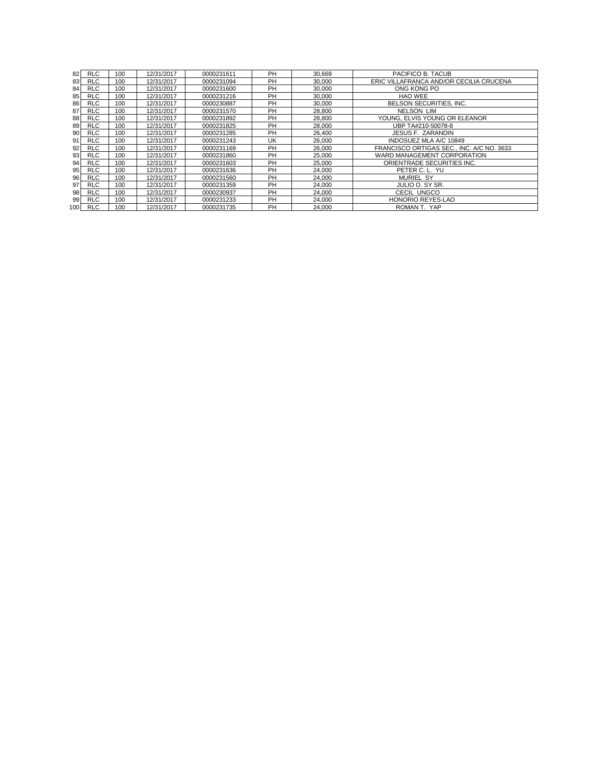| | | | | | | | |
|---|---|---|---|---|---|---|---|
| 82 | RLC | 100 | 12/31/2017 | 0000231611 | PH | 30,669 | PACIFICO B. TACUB |
| 83 | RLC | 100 | 12/31/2017 | 0000231094 | PH | 30,000 | ERIC VILLAFRANCA AND/OR CECILIA CRUCENA |
| 84 | RLC | 100 | 12/31/2017 | 0000231600 | PH | 30,000 | ONG KONG PO |
| 85 | RLC | 100 | 12/31/2017 | 0000231216 | PH | 30,000 | HAO WEE |
| 86 | RLC | 100 | 12/31/2017 | 0000230887 | PH | 30,000 | BELSON SECURITIES, INC. |
| 87 | RLC | 100 | 12/31/2017 | 0000231570 | PH | 28,800 | NELSON LIM |
| 88 | RLC | 100 | 12/31/2017 | 0000231892 | PH | 28,800 | YOUNG, ELVIS YOUNG OR ELEANOR |
| 89 | RLC | 100 | 12/31/2017 | 0000231825 | PH | 28,000 | UBP TA#210-50078-8 |
| 90 | RLC | 100 | 12/31/2017 | 0000231285 | PH | 26,400 | JESUS F. ZARANDIN |
| 91 | RLC | 100 | 12/31/2017 | 0000231243 | UK | 26,000 | INDOSUEZ MLA A/C 10849 |
| 92 | RLC | 100 | 12/31/2017 | 0000231169 | PH | 26,000 | FRANCISCO ORTIGAS SEC., INC. A/C NO. 3633 |
| 93 | RLC | 100 | 12/31/2017 | 0000231860 | PH | 25,000 | WARD MANAGEMENT CORPORATION |
| 94 | RLC | 100 | 12/31/2017 | 0000231603 | PH | 25,000 | ORIENTRADE SECURITIES INC. |
| 95 | RLC | 100 | 12/31/2017 | 0000231636 | PH | 24,000 | PETER C. L. YU |
| 96 | RLC | 100 | 12/31/2017 | 0000231560 | PH | 24,000 | MURIEL SY |
| 97 | RLC | 100 | 12/31/2017 | 0000231359 | PH | 24,000 | JULIO O. SY SR. |
| 98 | RLC | 100 | 12/31/2017 | 0000230937 | PH | 24,000 | CECIL UNGCO |
| 99 | RLC | 100 | 12/31/2017 | 0000231233 | PH | 24,000 | HONORIO REYES-LAO |
| 100 | RLC | 100 | 12/31/2017 | 0000231735 | PH | 24,000 | ROMAN T. YAP |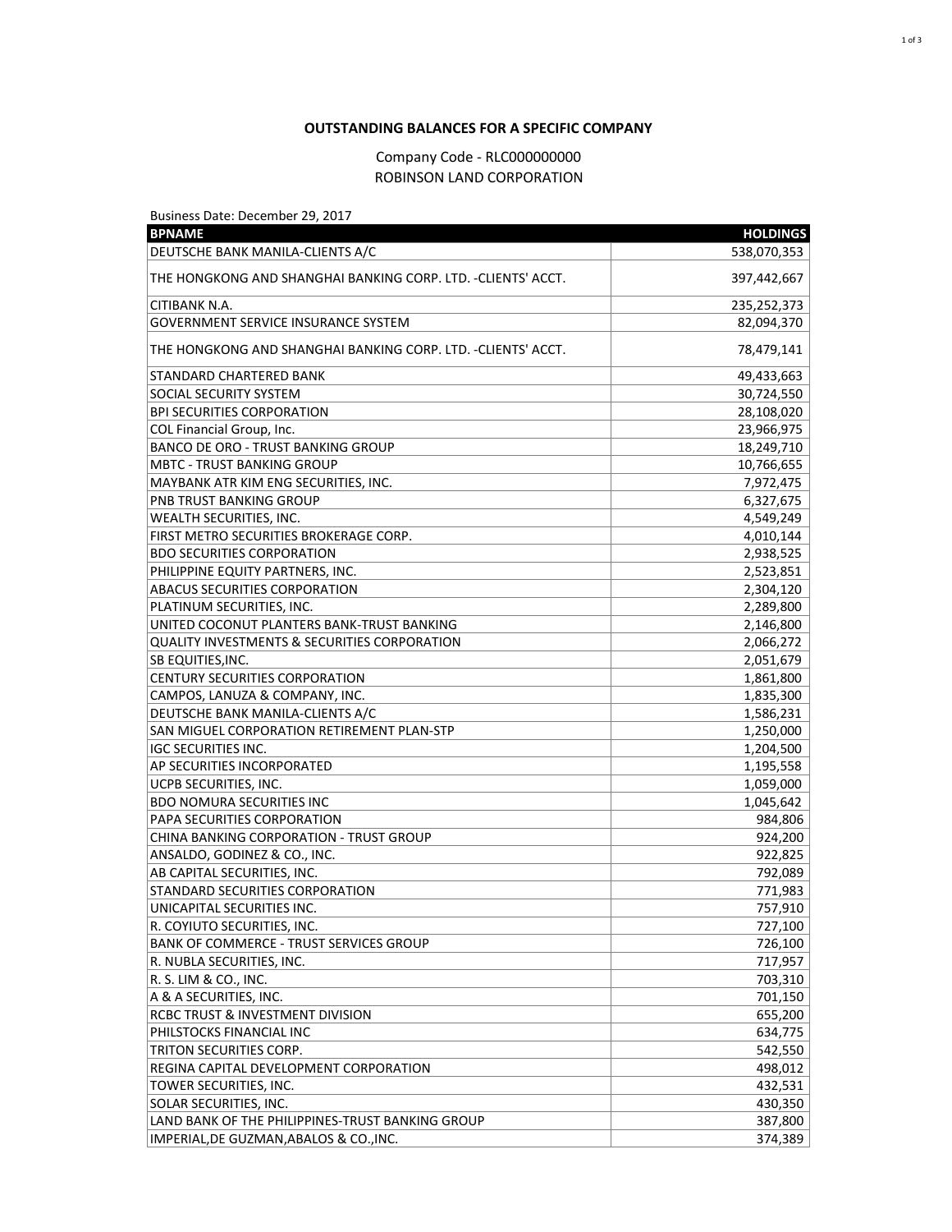**OUTSTANDING BALANCES FOR A SPECIFIC COMPANY**

Company Code - RLC000000000

ROBINSON LAND CORPORATION

Business Date: December 29, 2017

| BPNAME | HOLDINGS |
|---|---|
| DEUTSCHE BANK MANILA-CLIENTS A/C | 538,070,353 |
| THE HONGKONG AND SHANGHAI BANKING CORP. LTD. -CLIENTS' ACCT. | 397,442,667 |
| CITIBANK N.A. | 235,252,373 |
| GOVERNMENT SERVICE INSURANCE SYSTEM | 82,094,370 |
| THE HONGKONG AND SHANGHAI BANKING CORP. LTD. -CLIENTS' ACCT. | 78,479,141 |
| STANDARD CHARTERED BANK | 49,433,663 |
| SOCIAL SECURITY SYSTEM | 30,724,550 |
| BPI SECURITIES CORPORATION | 28,108,020 |
| COL Financial Group, Inc. | 23,966,975 |
| BANCO DE ORO - TRUST BANKING GROUP | 18,249,710 |
| MBTC - TRUST BANKING GROUP | 10,766,655 |
| MAYBANK ATR KIM ENG SECURITIES, INC. | 7,972,475 |
| PNB TRUST BANKING GROUP | 6,327,675 |
| WEALTH SECURITIES, INC. | 4,549,249 |
| FIRST METRO SECURITIES BROKERAGE CORP. | 4,010,144 |
| BDO SECURITIES CORPORATION | 2,938,525 |
| PHILIPPINE EQUITY PARTNERS, INC. | 2,523,851 |
| ABACUS SECURITIES CORPORATION | 2,304,120 |
| PLATINUM SECURITIES, INC. | 2,289,800 |
| UNITED COCONUT PLANTERS BANK-TRUST BANKING | 2,146,800 |
| QUALITY INVESTMENTS & SECURITIES CORPORATION | 2,066,272 |
| SB EQUITIES,INC. | 2,051,679 |
| CENTURY SECURITIES CORPORATION | 1,861,800 |
| CAMPOS, LANUZA & COMPANY, INC. | 1,835,300 |
| DEUTSCHE BANK MANILA-CLIENTS A/C | 1,586,231 |
| SAN MIGUEL CORPORATION RETIREMENT PLAN-STP | 1,250,000 |
| IGC SECURITIES INC. | 1,204,500 |
| AP SECURITIES INCORPORATED | 1,195,558 |
| UCPB SECURITIES, INC. | 1,059,000 |
| BDO NOMURA SECURITIES INC | 1,045,642 |
| PAPA SECURITIES CORPORATION | 984,806 |
| CHINA BANKING CORPORATION - TRUST GROUP | 924,200 |
| ANSALDO, GODINEZ & CO., INC. | 922,825 |
| AB CAPITAL SECURITIES, INC. | 792,089 |
| STANDARD SECURITIES CORPORATION | 771,983 |
| UNICAPITAL SECURITIES INC. | 757,910 |
| R. COYIUTO SECURITIES, INC. | 727,100 |
| BANK OF COMMERCE - TRUST SERVICES GROUP | 726,100 |
| R. NUBLA SECURITIES, INC. | 717,957 |
| R. S. LIM & CO., INC. | 703,310 |
| A & A SECURITIES, INC. | 701,150 |
| RCBC TRUST & INVESTMENT DIVISION | 655,200 |
| PHILSTOCKS FINANCIAL INC | 634,775 |
| TRITON SECURITIES CORP. | 542,550 |
| REGINA CAPITAL DEVELOPMENT CORPORATION | 498,012 |
| TOWER SECURITIES, INC. | 432,531 |
| SOLAR SECURITIES, INC. | 430,350 |
| LAND BANK OF THE PHILIPPINES-TRUST BANKING GROUP | 387,800 |
| IMPERIAL,DE GUZMAN,ABALOS & CO.,INC. | 374,389 |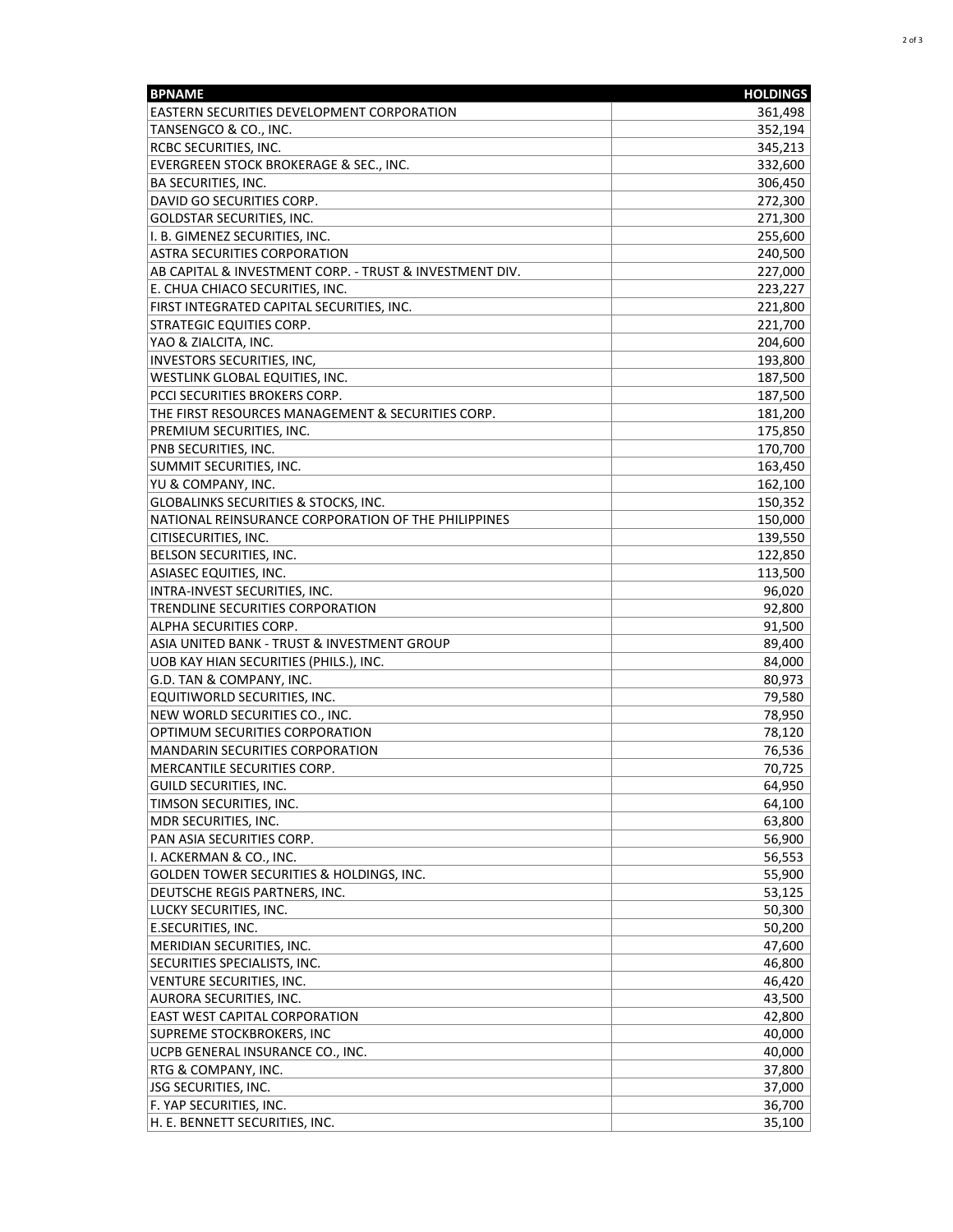| BPNAME | HOLDINGS |
|---|---|
| EASTERN SECURITIES DEVELOPMENT CORPORATION | 361,498 |
| TANSENGCO & CO., INC. | 352,194 |
| RCBC SECURITIES, INC. | 345,213 |
| EVERGREEN STOCK BROKERAGE & SEC., INC. | 332,600 |
| BA SECURITIES, INC. | 306,450 |
| DAVID GO SECURITIES CORP. | 272,300 |
| GOLDSTAR SECURITIES, INC. | 271,300 |
| I. B. GIMENEZ SECURITIES, INC. | 255,600 |
| ASTRA SECURITIES CORPORATION | 240,500 |
| AB CAPITAL & INVESTMENT CORP. - TRUST & INVESTMENT DIV. | 227,000 |
| E. CHUA CHIACO SECURITIES, INC. | 223,227 |
| FIRST INTEGRATED CAPITAL SECURITIES, INC. | 221,800 |
| STRATEGIC EQUITIES CORP. | 221,700 |
| YAO & ZIALCITA, INC. | 204,600 |
| INVESTORS SECURITIES, INC, | 193,800 |
| WESTLINK GLOBAL EQUITIES, INC. | 187,500 |
| PCCI SECURITIES BROKERS CORP. | 187,500 |
| THE FIRST RESOURCES MANAGEMENT & SECURITIES CORP. | 181,200 |
| PREMIUM SECURITIES, INC. | 175,850 |
| PNB SECURITIES, INC. | 170,700 |
| SUMMIT SECURITIES, INC. | 163,450 |
| YU & COMPANY, INC. | 162,100 |
| GLOBALINKS SECURITIES & STOCKS, INC. | 150,352 |
| NATIONAL REINSURANCE CORPORATION OF THE PHILIPPINES | 150,000 |
| CITISECURITIES, INC. | 139,550 |
| BELSON SECURITIES, INC. | 122,850 |
| ASIASEC EQUITIES, INC. | 113,500 |
| INTRA-INVEST SECURITIES, INC. | 96,020 |
| TRENDLINE SECURITIES CORPORATION | 92,800 |
| ALPHA SECURITIES CORP. | 91,500 |
| ASIA UNITED BANK - TRUST & INVESTMENT GROUP | 89,400 |
| UOB KAY HIAN SECURITIES (PHILS.), INC. | 84,000 |
| G.D. TAN & COMPANY, INC. | 80,973 |
| EQUITIWORLD SECURITIES, INC. | 79,580 |
| NEW WORLD SECURITIES CO., INC. | 78,950 |
| OPTIMUM SECURITIES CORPORATION | 78,120 |
| MANDARIN SECURITIES CORPORATION | 76,536 |
| MERCANTILE SECURITIES CORP. | 70,725 |
| GUILD SECURITIES, INC. | 64,950 |
| TIMSON SECURITIES, INC. | 64,100 |
| MDR SECURITIES, INC. | 63,800 |
| PAN ASIA SECURITIES CORP. | 56,900 |
| I. ACKERMAN & CO., INC. | 56,553 |
| GOLDEN TOWER SECURITIES & HOLDINGS, INC. | 55,900 |
| DEUTSCHE REGIS PARTNERS, INC. | 53,125 |
| LUCKY SECURITIES, INC. | 50,300 |
| E.SECURITIES, INC. | 50,200 |
| MERIDIAN SECURITIES, INC. | 47,600 |
| SECURITIES SPECIALISTS, INC. | 46,800 |
| VENTURE SECURITIES, INC. | 46,420 |
| AURORA SECURITIES, INC. | 43,500 |
| EAST WEST CAPITAL CORPORATION | 42,800 |
| SUPREME STOCKBROKERS, INC | 40,000 |
| UCPB GENERAL INSURANCE CO., INC. | 40,000 |
| RTG & COMPANY, INC. | 37,800 |
| JSG SECURITIES, INC. | 37,000 |
| F. YAP SECURITIES, INC. | 36,700 |
| H. E. BENNETT SECURITIES, INC. | 35,100 |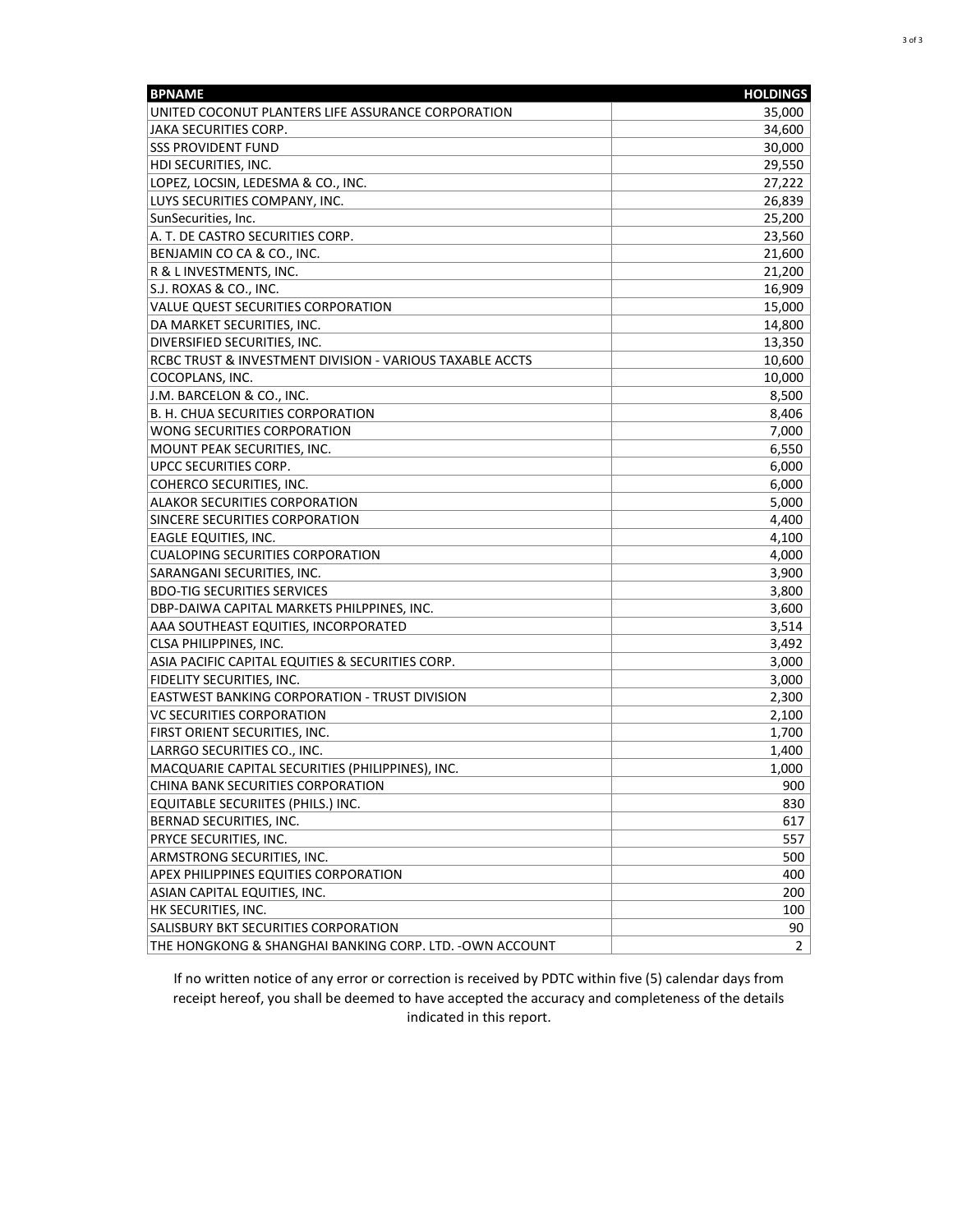| BPNAME | HOLDINGS |
|---|---|
| UNITED COCONUT PLANTERS LIFE ASSURANCE CORPORATION | 35,000 |
| JAKA SECURITIES CORP. | 34,600 |
| SSS PROVIDENT FUND | 30,000 |
| HDI SECURITIES, INC. | 29,550 |
| LOPEZ, LOCSIN, LEDESMA & CO., INC. | 27,222 |
| LUYS SECURITIES COMPANY, INC. | 26,839 |
| SunSecurities, Inc. | 25,200 |
| A. T. DE CASTRO SECURITIES CORP. | 23,560 |
| BENJAMIN CO CA & CO., INC. | 21,600 |
| R & L INVESTMENTS, INC. | 21,200 |
| S.J. ROXAS & CO., INC. | 16,909 |
| VALUE QUEST SECURITIES CORPORATION | 15,000 |
| DA MARKET SECURITIES, INC. | 14,800 |
| DIVERSIFIED SECURITIES, INC. | 13,350 |
| RCBC TRUST & INVESTMENT DIVISION - VARIOUS TAXABLE ACCTS | 10,600 |
| COCOPLANS, INC. | 10,000 |
| J.M. BARCELON & CO., INC. | 8,500 |
| B. H. CHUA SECURITIES CORPORATION | 8,406 |
| WONG SECURITIES CORPORATION | 7,000 |
| MOUNT PEAK SECURITIES, INC. | 6,550 |
| UPCC SECURITIES CORP. | 6,000 |
| COHERCO SECURITIES, INC. | 6,000 |
| ALAKOR SECURITIES CORPORATION | 5,000 |
| SINCERE SECURITIES CORPORATION | 4,400 |
| EAGLE EQUITIES, INC. | 4,100 |
| CUALOPING SECURITIES CORPORATION | 4,000 |
| SARANGANI SECURITIES, INC. | 3,900 |
| BDO-TIG SECURITIES SERVICES | 3,800 |
| DBP-DAIWA CAPITAL MARKETS PHILPPINES, INC. | 3,600 |
| AAA SOUTHEAST EQUITIES, INCORPORATED | 3,514 |
| CLSA PHILIPPINES, INC. | 3,492 |
| ASIA PACIFIC CAPITAL EQUITIES & SECURITIES CORP. | 3,000 |
| FIDELITY SECURITIES, INC. | 3,000 |
| EASTWEST BANKING CORPORATION - TRUST DIVISION | 2,300 |
| VC SECURITIES CORPORATION | 2,100 |
| FIRST ORIENT SECURITIES, INC. | 1,700 |
| LARRGO SECURITIES CO., INC. | 1,400 |
| MACQUARIE CAPITAL SECURITIES (PHILIPPINES), INC. | 1,000 |
| CHINA BANK SECURITIES CORPORATION | 900 |
| EQUITABLE SECURIITES (PHILS.) INC. | 830 |
| BERNAD SECURITIES, INC. | 617 |
| PRYCE SECURITIES, INC. | 557 |
| ARMSTRONG SECURITIES, INC. | 500 |
| APEX PHILIPPINES EQUITIES CORPORATION | 400 |
| ASIAN CAPITAL EQUITIES, INC. | 200 |
| HK SECURITIES, INC. | 100 |
| SALISBURY BKT SECURITIES CORPORATION | 90 |
| THE HONGKONG & SHANGHAI BANKING CORP. LTD. -OWN ACCOUNT | 2 |

If no written notice of any error or correction is received by PDTC within five (5) calendar days from receipt hereof, you shall be deemed to have accepted the accuracy and completeness of the details indicated in this report.